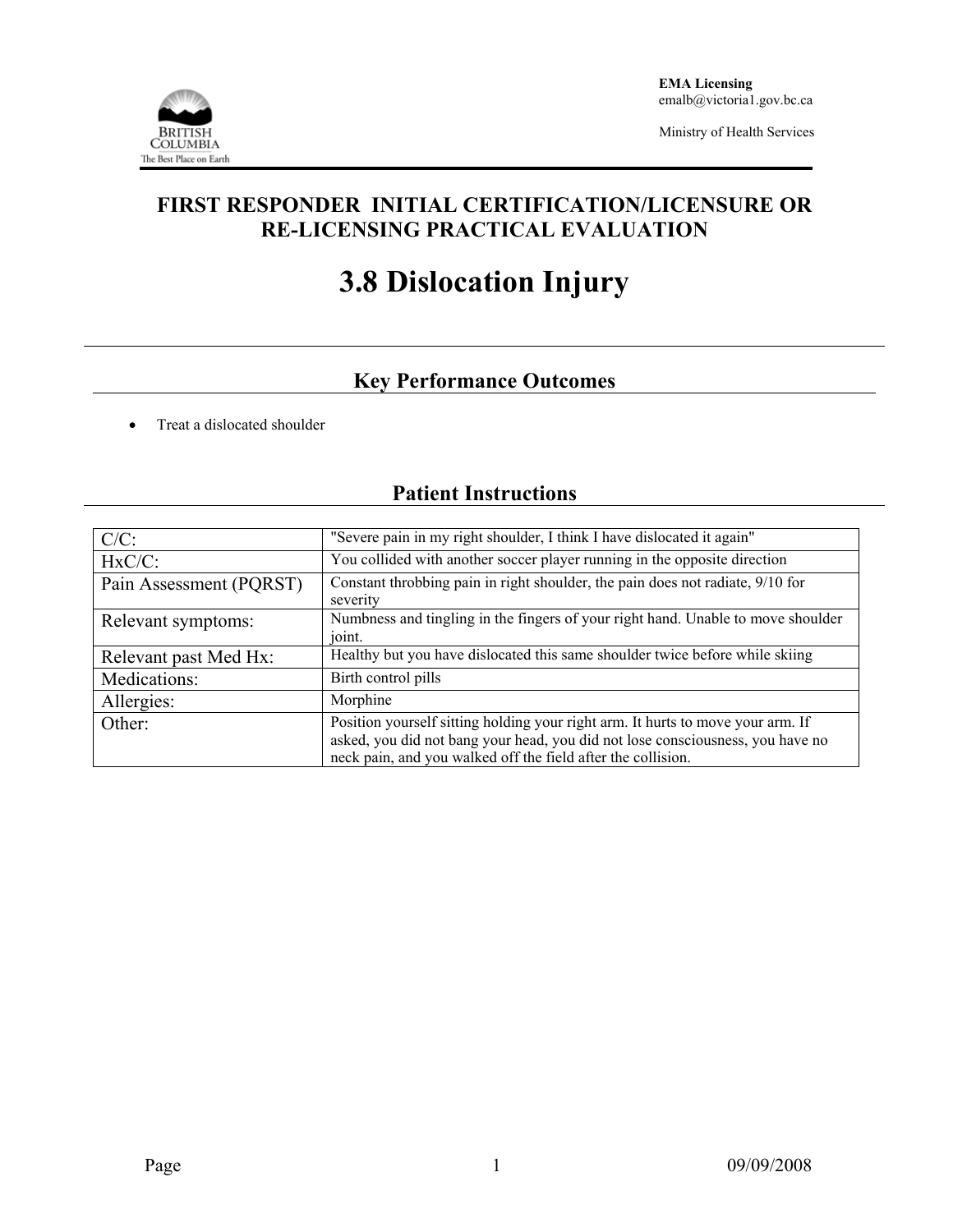EMA Licensing
emalb@victoria1.gov.bc.ca

Ministry of Health Services

# FIRST RESPONDER INITIAL CERTIFICATION/LICENSURE OR RE-LICENSING PRACTICAL EVALUATION

# 3.8 Dislocation Injury

## Key Performance Outcomes

- Treat a dislocated shoulder

## Patient Instructions

| | |
|---|---|
| C/C: | "Severe pain in my right shoulder, I think I have dislocated it again" |
| HxC/C: | You collided with another soccer player running in the opposite direction |
| Pain Assessment (PQRST) | Constant throbbing pain in right shoulder, the pain does not radiate, 9/10 for severity |
| Relevant symptoms: | Numbness and tingling in the fingers of your right hand. Unable to move shoulder joint. |
| Relevant past Med Hx: | Healthy but you have dislocated this same shoulder twice before while skiing |
| Medications: | Birth control pills |
| Allergies: | Morphine |
| Other: | Position yourself sitting holding your right arm. It hurts to move your arm. If asked, you did not bang your head, you did not lose consciousness, you have no neck pain, and you walked off the field after the collision. |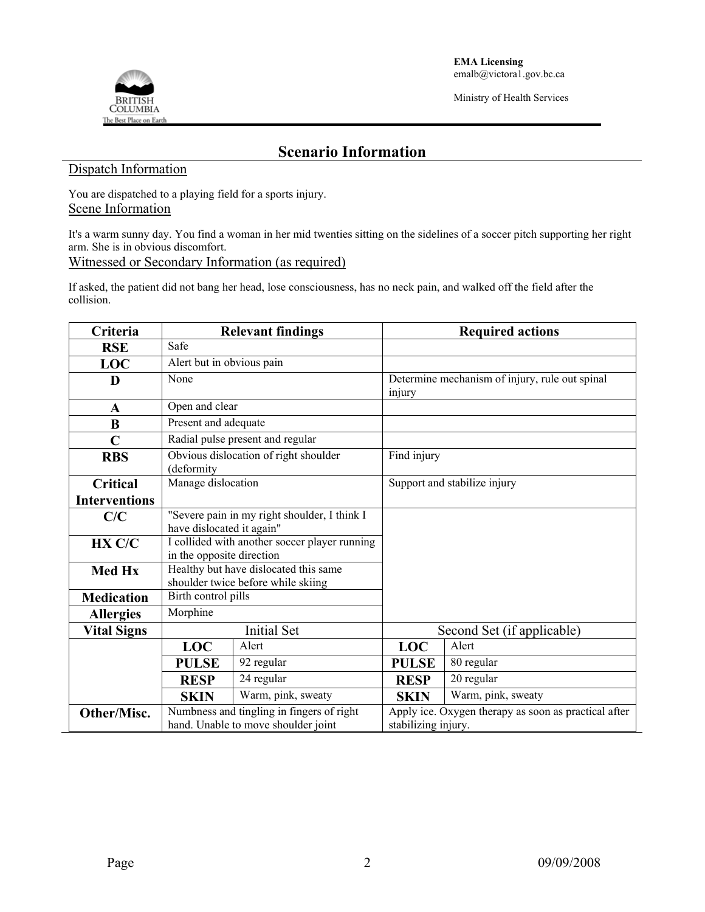EMA Licensing
emalb@victora1.gov.bc.ca

Ministry of Health Services

# Scenario Information

## Dispatch Information

You are dispatched to a playing field for a sports injury.

## Scene Information

It's a warm sunny day. You find a woman in her mid twenties sitting on the sidelines of a soccer pitch supporting her right arm. She is in obvious discomfort.

## Witnessed or Secondary Information (as required)

If asked, the patient did not bang her head, lose consciousness, has no neck pain, and walked off the field after the collision.

| Criteria | Relevant findings | | Required actions | |
|---|---|---|---|---|
| RSE | Safe | | | |
| LOC | Alert but in obvious pain | | | |
| D | None | | Determine mechanism of injury, rule out spinal injury | |
| A | Open and clear | | | |
| B | Present and adequate | | | |
| C | Radial pulse present and regular | | | |
| RBS | Obvious dislocation of right shoulder (deformity | | Find injury | |
| Critical Interventions | Manage dislocation | | Support and stabilize injury | |
| C/C | "Severe pain in my right shoulder, I think I have dislocated it again" | | | |
| HX C/C | I collided with another soccer player running in the opposite direction | | | |
| Med Hx | Healthy but have dislocated this same shoulder twice before while skiing | | | |
| Medication | Birth control pills | | | |
| Allergies | Morphine | | | |
| Vital Signs | Initial Set | | Second Set (if applicable) | |
| | LOC | Alert | LOC | Alert |
| | PULSE | 92 regular | PULSE | 80 regular |
| | RESP | 24 regular | RESP | 20 regular |
| | SKIN | Warm, pink, sweaty | SKIN | Warm, pink, sweaty |
| Other/Misc. | Numbness and tingling in fingers of right hand. Unable to move shoulder joint | | Apply ice. Oxygen therapy as soon as practical after stabilizing injury. | |